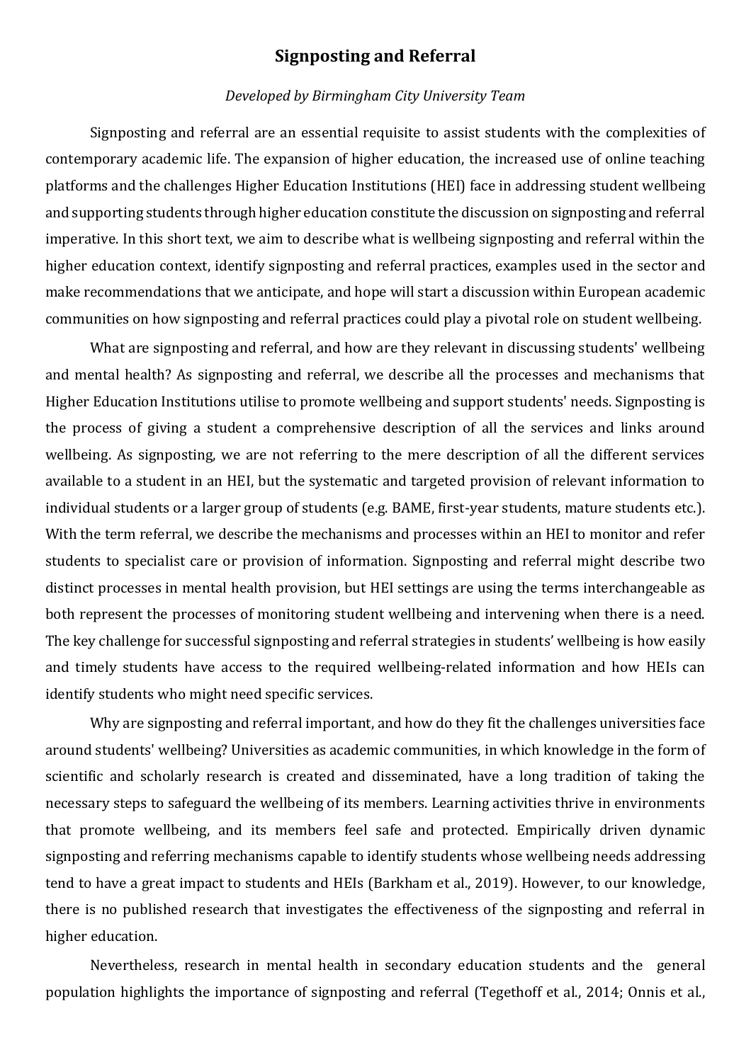# Signposting and Referral

*Developed by Birmingham City University Team*

Signposting and referral are an essential requisite to assist students with the complexities of contemporary academic life. The expansion of higher education, the increased use of online teaching platforms and the challenges Higher Education Institutions (HEI) face in addressing student wellbeing and supporting students through higher education constitute the discussion on signposting and referral imperative. In this short text, we aim to describe what is wellbeing signposting and referral within the higher education context, identify signposting and referral practices, examples used in the sector and make recommendations that we anticipate, and hope will start a discussion within European academic communities on how signposting and referral practices could play a pivotal role on student wellbeing.

What are signposting and referral, and how are they relevant in discussing students' wellbeing and mental health? As signposting and referral, we describe all the processes and mechanisms that Higher Education Institutions utilise to promote wellbeing and support students' needs. Signposting is the process of giving a student a comprehensive description of all the services and links around wellbeing. As signposting, we are not referring to the mere description of all the different services available to a student in an HEI, but the systematic and targeted provision of relevant information to individual students or a larger group of students (e.g. BAME, first-year students, mature students etc.). With the term referral, we describe the mechanisms and processes within an HEI to monitor and refer students to specialist care or provision of information. Signposting and referral might describe two distinct processes in mental health provision, but HEI settings are using the terms interchangeable as both represent the processes of monitoring student wellbeing and intervening when there is a need. The key challenge for successful signposting and referral strategies in students' wellbeing is how easily and timely students have access to the required wellbeing-related information and how HEIs can identify students who might need specific services.

Why are signposting and referral important, and how do they fit the challenges universities face around students' wellbeing? Universities as academic communities, in which knowledge in the form of scientific and scholarly research is created and disseminated, have a long tradition of taking the necessary steps to safeguard the wellbeing of its members. Learning activities thrive in environments that promote wellbeing, and its members feel safe and protected. Empirically driven dynamic signposting and referring mechanisms capable to identify students whose wellbeing needs addressing tend to have a great impact to students and HEIs (Barkham et al., 2019). However, to our knowledge, there is no published research that investigates the effectiveness of the signposting and referral in higher education.

Nevertheless, research in mental health in secondary education students and the general population highlights the importance of signposting and referral (Tegethoff et al., 2014; Onnis et al.,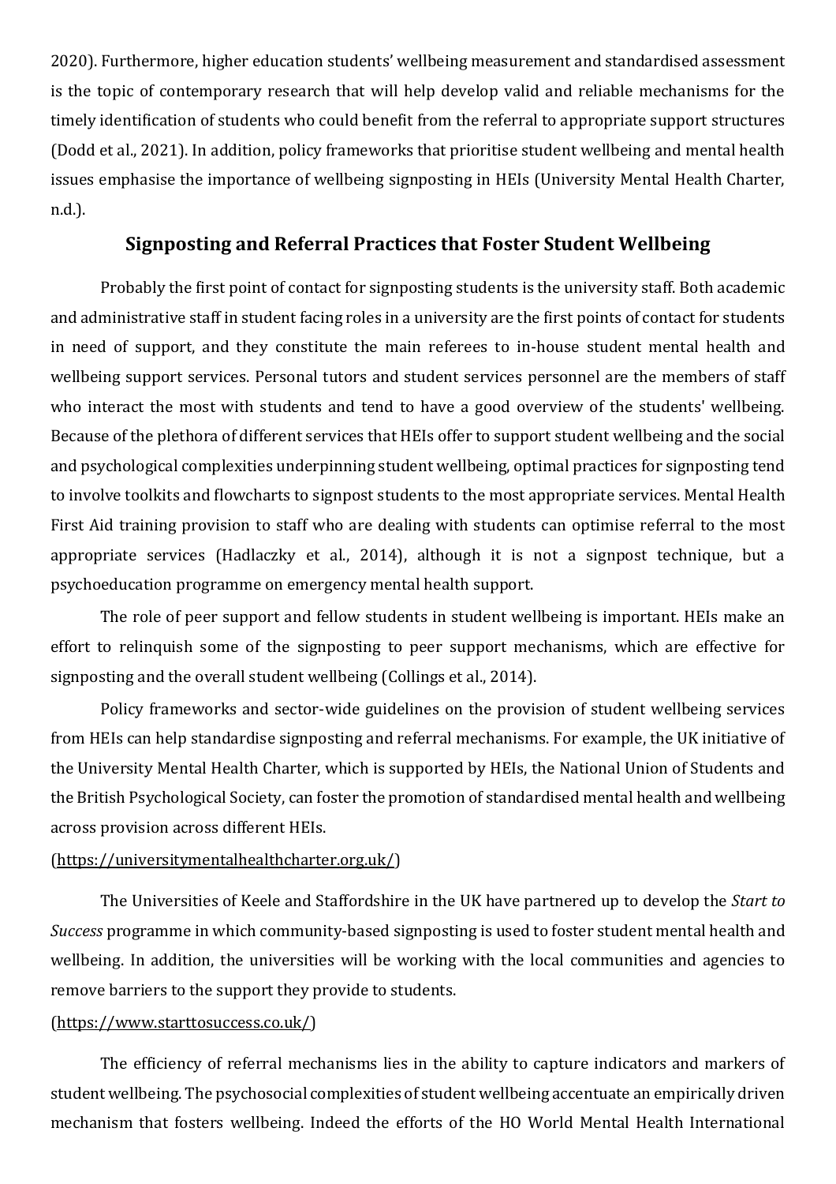2020). Furthermore, higher education students' wellbeing measurement and standardised assessment is the topic of contemporary research that will help develop valid and reliable mechanisms for the timely identification of students who could benefit from the referral to appropriate support structures (Dodd et al., 2021). In addition, policy frameworks that prioritise student wellbeing and mental health issues emphasise the importance of wellbeing signposting in HEIs (University Mental Health Charter, n.d.).

## Signposting and Referral Practices that Foster Student Wellbeing

Probably the first point of contact for signposting students is the university staff. Both academic and administrative staff in student facing roles in a university are the first points of contact for students in need of support, and they constitute the main referees to in-house student mental health and wellbeing support services. Personal tutors and student services personnel are the members of staff who interact the most with students and tend to have a good overview of the students' wellbeing. Because of the plethora of different services that HEIs offer to support student wellbeing and the social and psychological complexities underpinning student wellbeing, optimal practices for signposting tend to involve toolkits and flowcharts to signpost students to the most appropriate services. Mental Health First Aid training provision to staff who are dealing with students can optimise referral to the most appropriate services (Hadlaczky et al., 2014), although it is not a signpost technique, but a psychoeducation programme on emergency mental health support.

The role of peer support and fellow students in student wellbeing is important. HEIs make an effort to relinquish some of the signposting to peer support mechanisms, which are effective for signposting and the overall student wellbeing (Collings et al., 2014).

Policy frameworks and sector-wide guidelines on the provision of student wellbeing services from HEIs can help standardise signposting and referral mechanisms. For example, the UK initiative of the University Mental Health Charter, which is supported by HEIs, the National Union of Students and the British Psychological Society, can foster the promotion of standardised mental health and wellbeing across provision across different HEIs.

(https://universitymentalhealthcharter.org.uk/)

The Universities of Keele and Staffordshire in the UK have partnered up to develop the *Start to Success* programme in which community-based signposting is used to foster student mental health and wellbeing. In addition, the universities will be working with the local communities and agencies to remove barriers to the support they provide to students.

(https://www.starttosuccess.co.uk/)

The efficiency of referral mechanisms lies in the ability to capture indicators and markers of student wellbeing. The psychosocial complexities of student wellbeing accentuate an empirically driven mechanism that fosters wellbeing. Indeed the efforts of the HO World Mental Health International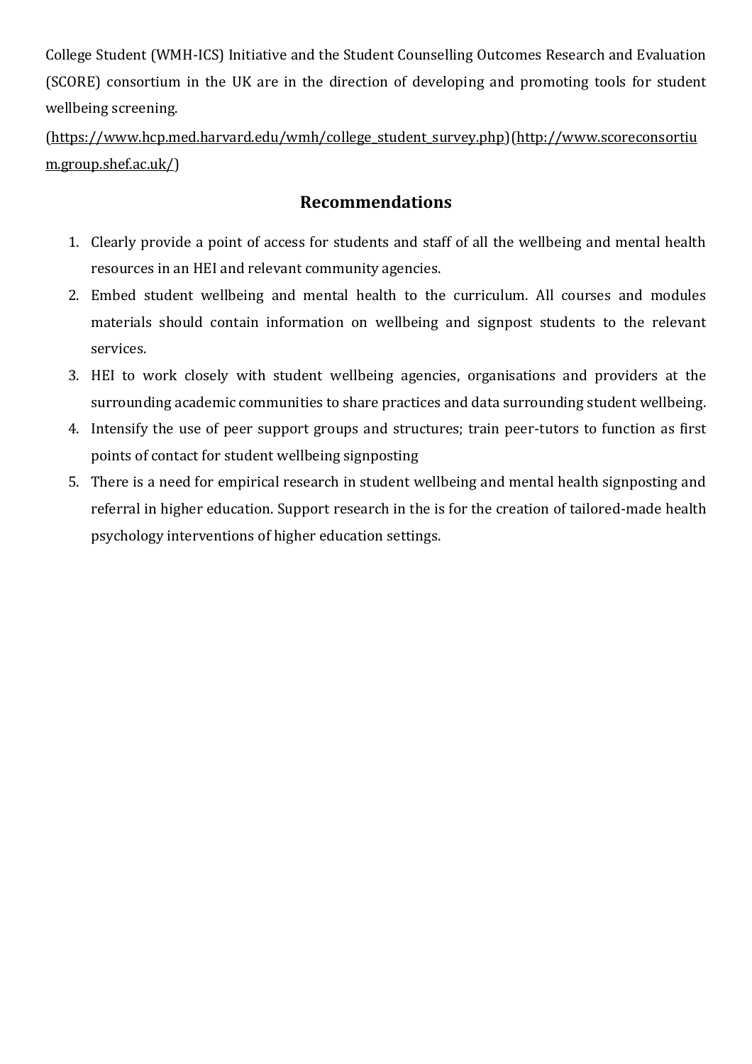College Student (WMH-ICS) Initiative and the Student Counselling Outcomes Research and Evaluation (SCORE) consortium in the UK are in the direction of developing and promoting tools for student wellbeing screening.

(https://www.hcp.med.harvard.edu/wmh/college_student_survey.php)(http://www.scoreconsortium.group.shef.ac.uk/)

## Recommendations

1. Clearly provide a point of access for students and staff of all the wellbeing and mental health resources in an HEI and relevant community agencies.
2. Embed student wellbeing and mental health to the curriculum. All courses and modules materials should contain information on wellbeing and signpost students to the relevant services.
3. HEI to work closely with student wellbeing agencies, organisations and providers at the surrounding academic communities to share practices and data surrounding student wellbeing.
4. Intensify the use of peer support groups and structures; train peer-tutors to function as first points of contact for student wellbeing signposting
5. There is a need for empirical research in student wellbeing and mental health signposting and referral in higher education. Support research in the is for the creation of tailored-made health psychology interventions of higher education settings.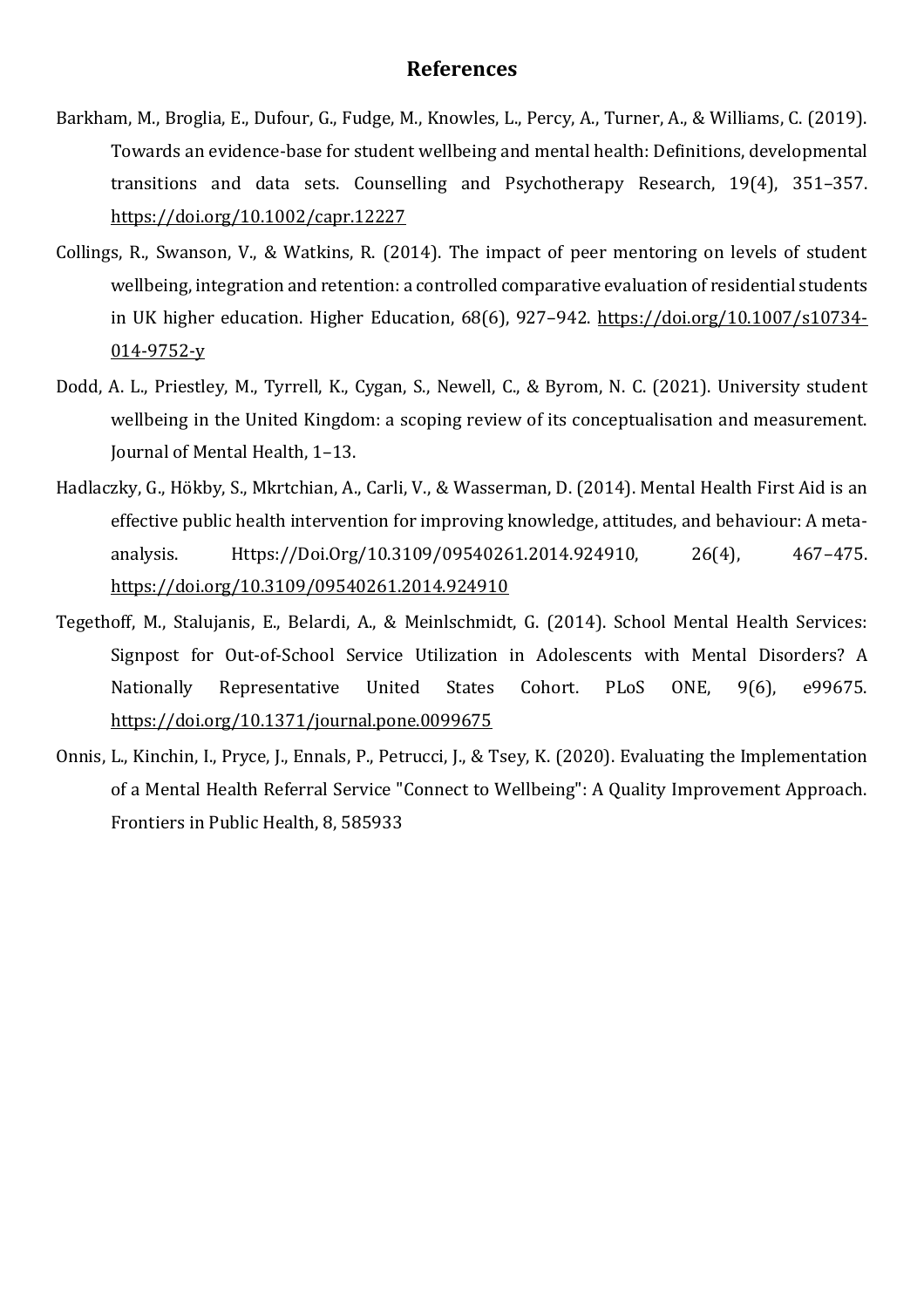# References

Barkham, M., Broglia, E., Dufour, G., Fudge, M., Knowles, L., Percy, A., Turner, A., & Williams, C. (2019). Towards an evidence-base for student wellbeing and mental health: Definitions, developmental transitions and data sets. Counselling and Psychotherapy Research, 19(4), 351–357. https://doi.org/10.1002/capr.12227

Collings, R., Swanson, V., & Watkins, R. (2014). The impact of peer mentoring on levels of student wellbeing, integration and retention: a controlled comparative evaluation of residential students in UK higher education. Higher Education, 68(6), 927–942. https://doi.org/10.1007/s10734-014-9752-y

Dodd, A. L., Priestley, M., Tyrrell, K., Cygan, S., Newell, C., & Byrom, N. C. (2021). University student wellbeing in the United Kingdom: a scoping review of its conceptualisation and measurement. Journal of Mental Health, 1–13.

Hadlaczky, G., Hökby, S., Mkrtchian, A., Carli, V., & Wasserman, D. (2014). Mental Health First Aid is an effective public health intervention for improving knowledge, attitudes, and behaviour: A meta-analysis. Https://Doi.Org/10.3109/09540261.2014.924910, 26(4), 467–475. https://doi.org/10.3109/09540261.2014.924910

Tegethoff, M., Stalujanis, E., Belardi, A., & Meinlschmidt, G. (2014). School Mental Health Services: Signpost for Out-of-School Service Utilization in Adolescents with Mental Disorders? A Nationally Representative United States Cohort. PLoS ONE, 9(6), e99675. https://doi.org/10.1371/journal.pone.0099675

Onnis, L., Kinchin, I., Pryce, J., Ennals, P., Petrucci, J., & Tsey, K. (2020). Evaluating the Implementation of a Mental Health Referral Service "Connect to Wellbeing": A Quality Improvement Approach. Frontiers in Public Health, 8, 585933